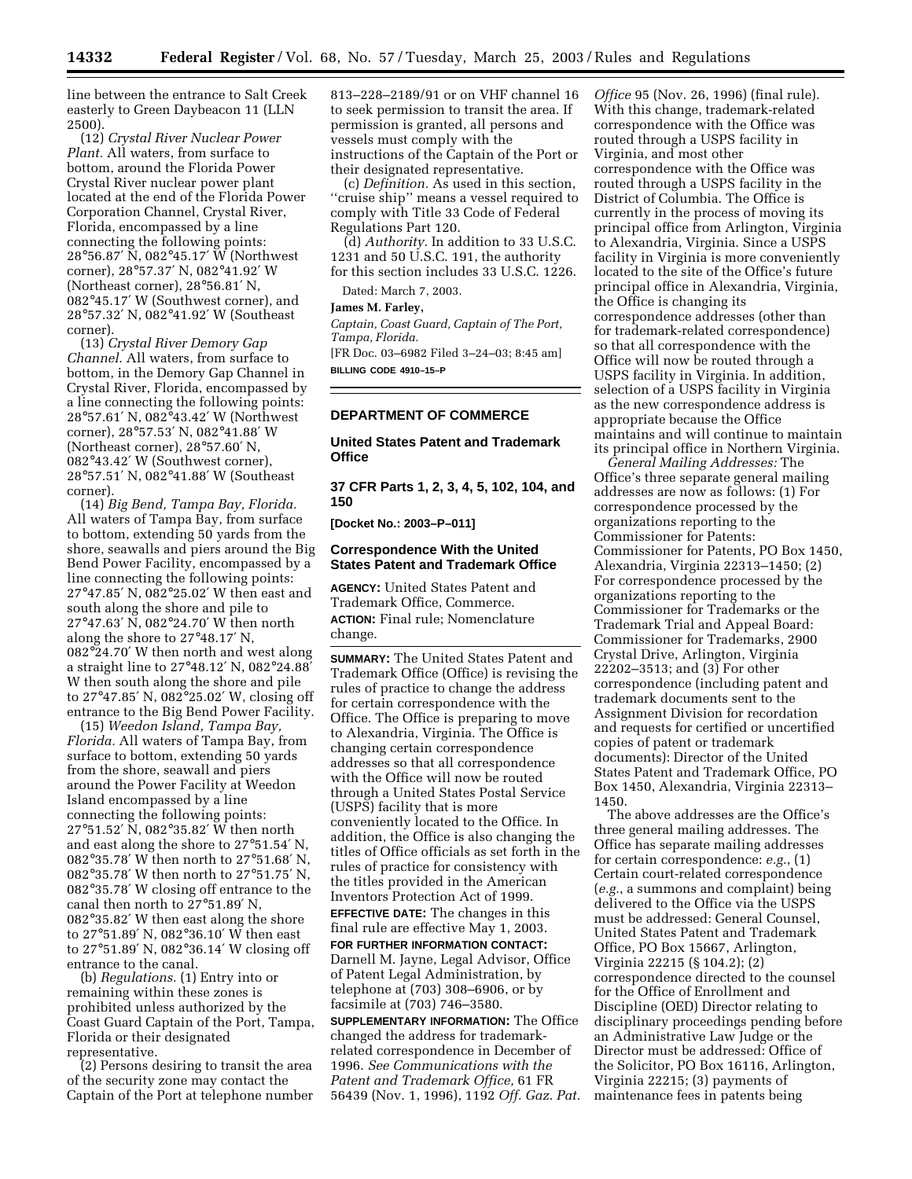line between the entrance to Salt Creek easterly to Green Daybeacon 11 (LLN 2500).

(12) *Crystal River Nuclear Power Plant.* All waters, from surface to bottom, around the Florida Power Crystal River nuclear power plant located at the end of the Florida Power Corporation Channel, Crystal River, Florida, encompassed by a line connecting the following points: 28°56.87′ N, 082°45.17′ W (Northwest corner), 28°57.37′ N, 082°41.92′ W (Northeast corner), 28°56.81′ N, 082°45.17′ W (Southwest corner), and 28°57.32′ N, 082°41.92′ W (Southeast corner).

(13) *Crystal River Demory Gap Channel.* All waters, from surface to bottom, in the Demory Gap Channel in Crystal River, Florida, encompassed by a line connecting the following points: 28°57.61′ N, 082°43.42′ W (Northwest corner), 28°57.53′ N, 082°41.88′ W (Northeast corner), 28°57.60′ N, 082°43.42′ W (Southwest corner), 28°57.51′ N, 082°41.88′ W (Southeast corner).

(14) *Big Bend, Tampa Bay, Florida.* All waters of Tampa Bay, from surface to bottom, extending 50 yards from the shore, seawalls and piers around the Big Bend Power Facility, encompassed by a line connecting the following points: 27°47.85′ N, 082°25.02′ W then east and south along the shore and pile to 27°47.63′ N, 082°24.70′ W then north along the shore to 27°48.17′ N, 082°24.70′ W then north and west along a straight line to 27°48.12′ N, 082°24.88′ W then south along the shore and pile to 27°47.85′ N, 082°25.02′ W, closing off entrance to the Big Bend Power Facility.

(15) *Weedon Island, Tampa Bay, Florida.* All waters of Tampa Bay, from surface to bottom, extending 50 yards from the shore, seawall and piers around the Power Facility at Weedon Island encompassed by a line connecting the following points: 27°51.52′ N, 082°35.82′ W then north and east along the shore to 27°51.54′ N, 082°35.78′ W then north to 27°51.68′ N, 082°35.78′ W then north to 27°51.75′ N, 082°35.78′ W closing off entrance to the canal then north to 27°51.89′ N, 082°35.82′ W then east along the shore to 27°51.89′ N, 082°36.10′ W then east to 27°51.89′ N, 082°36.14′ W closing off entrance to the canal.

(b) *Regulations.* (1) Entry into or remaining within these zones is prohibited unless authorized by the Coast Guard Captain of the Port, Tampa, Florida or their designated representative.

(2) Persons desiring to transit the area of the security zone may contact the Captain of the Port at telephone number 813–228–2189/91 or on VHF channel 16 to seek permission to transit the area. If permission is granted, all persons and vessels must comply with the instructions of the Captain of the Port or their designated representative.

(c) *Definition.* As used in this section, ''cruise ship'' means a vessel required to comply with Title 33 Code of Federal Regulations Part 120.

(d) *Authority.* In addition to 33 U.S.C. 1231 and 50 U.S.C. 191, the authority for this section includes 33 U.S.C. 1226.

Dated: March 7, 2003.

**James M. Farley,**

*Captain, Coast Guard, Captain of The Port, Tampa, Florida.*

[FR Doc. 03–6982 Filed 3–24–03; 8:45 am]

**BILLING CODE 4910–15–P**

## DEPARTMENT OF COMMERCE

### United States Patent and Trademark Office

### 37 CFR Parts 1, 2, 3, 4, 5, 102, 104, and 150

**[Docket No.: 2003–P–011]**

### Correspondence With the United States Patent and Trademark Office

**AGENCY:** United States Patent and Trademark Office, Commerce.

**ACTION:** Final rule; Nomenclature change.

**SUMMARY:** The United States Patent and Trademark Office (Office) is revising the rules of practice to change the address for certain correspondence with the Office. The Office is preparing to move to Alexandria, Virginia. The Office is changing certain correspondence addresses so that all correspondence with the Office will now be routed through a United States Postal Service (USPS) facility that is more conveniently located to the Office. In addition, the Office is also changing the titles of Office officials as set forth in the rules of practice for consistency with the titles provided in the American Inventors Protection Act of 1999.

**EFFECTIVE DATE:** The changes in this final rule are effective May 1, 2003.

**FOR FURTHER INFORMATION CONTACT:** Darnell M. Jayne, Legal Advisor, Office of Patent Legal Administration, by telephone at (703) 308–6906, or by facsimile at (703) 746–3580.

**SUPPLEMENTARY INFORMATION:** The Office changed the address for trademark-related correspondence in December of 1996. *See Communications with the Patent and Trademark Office,* 61 FR 56439 (Nov. 1, 1996), 1192 *Off. Gaz. Pat. Office* 95 (Nov. 26, 1996) (final rule). With this change, trademark-related correspondence with the Office was routed through a USPS facility in Virginia, and most other correspondence with the Office was routed through a USPS facility in the District of Columbia. The Office is currently in the process of moving its principal office from Arlington, Virginia to Alexandria, Virginia. Since a USPS facility in Virginia is more conveniently located to the site of the Office's future principal office in Alexandria, Virginia, the Office is changing its correspondence addresses (other than for trademark-related correspondence) so that all correspondence with the Office will now be routed through a USPS facility in Virginia. In addition, selection of a USPS facility in Virginia as the new correspondence address is appropriate because the Office maintains and will continue to maintain its principal office in Northern Virginia.

*General Mailing Addresses:* The Office's three separate general mailing addresses are now as follows: (1) For correspondence processed by the organizations reporting to the Commissioner for Patents: Commissioner for Patents, PO Box 1450, Alexandria, Virginia 22313–1450; (2) For correspondence processed by the organizations reporting to the Commissioner for Trademarks or the Trademark Trial and Appeal Board: Commissioner for Trademarks, 2900 Crystal Drive, Arlington, Virginia 22202–3513; and (3) For other correspondence (including patent and trademark documents sent to the Assignment Division for recordation and requests for certified or uncertified copies of patent or trademark documents): Director of the United States Patent and Trademark Office, PO Box 1450, Alexandria, Virginia 22313–1450.

The above addresses are the Office's three general mailing addresses. The Office has separate mailing addresses for certain correspondence: *e.g.*, (1) Certain court-related correspondence (*e.g.*, a summons and complaint) being delivered to the Office via the USPS must be addressed: General Counsel, United States Patent and Trademark Office, PO Box 15667, Arlington, Virginia 22215 (§ 104.2); (2) correspondence directed to the counsel for the Office of Enrollment and Discipline (OED) Director relating to disciplinary proceedings pending before an Administrative Law Judge or the Director must be addressed: Office of the Solicitor, PO Box 16116, Arlington, Virginia 22215; (3) payments of maintenance fees in patents being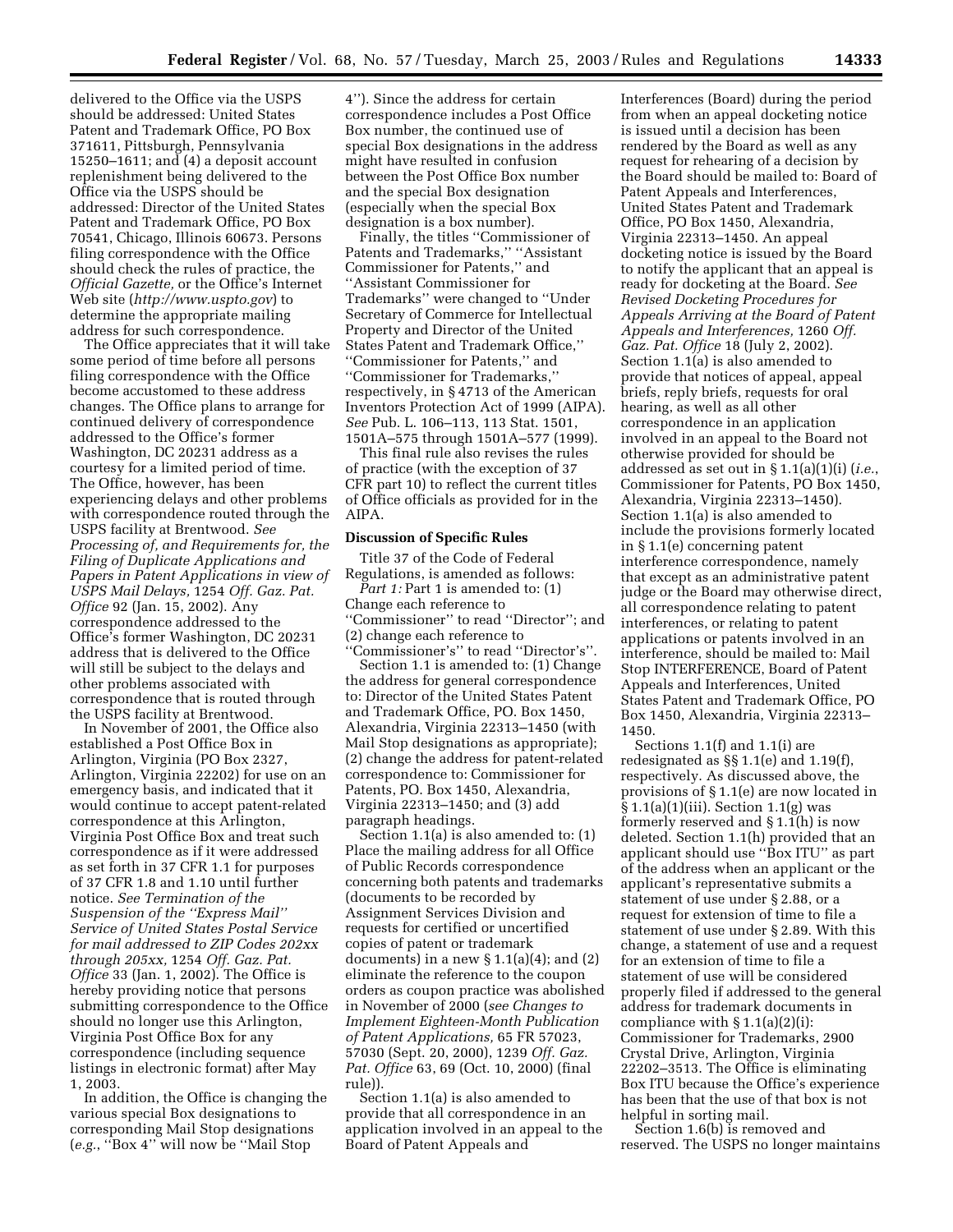delivered to the Office via the USPS should be addressed: United States Patent and Trademark Office, PO Box 371611, Pittsburgh, Pennsylvania 15250–1611; and (4) a deposit account replenishment being delivered to the Office via the USPS should be addressed: Director of the United States Patent and Trademark Office, PO Box 70541, Chicago, Illinois 60673. Persons filing correspondence with the Office should check the rules of practice, the *Official Gazette,* or the Office's Internet Web site (*http://www.uspto.gov*) to determine the appropriate mailing address for such correspondence.

The Office appreciates that it will take some period of time before all persons filing correspondence with the Office become accustomed to these address changes. The Office plans to arrange for continued delivery of correspondence addressed to the Office's former Washington, DC 20231 address as a courtesy for a limited period of time. The Office, however, has been experiencing delays and other problems with correspondence routed through the USPS facility at Brentwood. *See Processing of, and Requirements for, the Filing of Duplicate Applications and Papers in Patent Applications in view of USPS Mail Delays,* 1254 *Off. Gaz. Pat. Office* 92 (Jan. 15, 2002). Any correspondence addressed to the Office's former Washington, DC 20231 address that is delivered to the Office will still be subject to the delays and other problems associated with correspondence that is routed through the USPS facility at Brentwood.

In November of 2001, the Office also established a Post Office Box in Arlington, Virginia (PO Box 2327, Arlington, Virginia 22202) for use on an emergency basis, and indicated that it would continue to accept patent-related correspondence at this Arlington, Virginia Post Office Box and treat such correspondence as if it were addressed as set forth in 37 CFR 1.1 for purposes of 37 CFR 1.8 and 1.10 until further notice. *See Termination of the Suspension of the "Express Mail" Service of United States Postal Service for mail addressed to ZIP Codes 202xx through 205xx,* 1254 *Off. Gaz. Pat. Office* 33 (Jan. 1, 2002). The Office is hereby providing notice that persons submitting correspondence to the Office should no longer use this Arlington, Virginia Post Office Box for any correspondence (including sequence listings in electronic format) after May 1, 2003.

In addition, the Office is changing the various special Box designations to corresponding Mail Stop designations (*e.g.*, "Box 4" will now be "Mail Stop 4"). Since the address for certain correspondence includes a Post Office Box number, the continued use of special Box designations in the address might have resulted in confusion between the Post Office Box number and the special Box designation (especially when the special Box designation is a box number).

Finally, the titles "Commissioner of Patents and Trademarks," "Assistant Commissioner for Patents," and "Assistant Commissioner for Trademarks" were changed to "Under Secretary of Commerce for Intellectual Property and Director of the United States Patent and Trademark Office," "Commissioner for Patents," and "Commissioner for Trademarks," respectively, in § 4713 of the American Inventors Protection Act of 1999 (AIPA). *See* Pub. L. 106–113, 113 Stat. 1501, 1501A–575 through 1501A–577 (1999).

This final rule also revises the rules of practice (with the exception of 37 CFR part 10) to reflect the current titles of Office officials as provided for in the AIPA.

**Discussion of Specific Rules**

Title 37 of the Code of Federal Regulations, is amended as follows:

*Part 1:* Part 1 is amended to: (1) Change each reference to "Commissioner" to read "Director"; and (2) change each reference to "Commissioner's" to read "Director's".

Section 1.1 is amended to: (1) Change the address for general correspondence to: Director of the United States Patent and Trademark Office, PO. Box 1450, Alexandria, Virginia 22313–1450 (with Mail Stop designations as appropriate); (2) change the address for patent-related correspondence to: Commissioner for Patents, PO. Box 1450, Alexandria, Virginia 22313–1450; and (3) add paragraph headings.

Section 1.1(a) is also amended to: (1) Place the mailing address for all Office of Public Records correspondence concerning both patents and trademarks (documents to be recorded by Assignment Services Division and requests for certified or uncertified copies of patent or trademark documents) in a new § 1.1(a)(4); and (2) eliminate the reference to the coupon orders as coupon practice was abolished in November of 2000 (*see Changes to Implement Eighteen-Month Publication of Patent Applications,* 65 FR 57023, 57030 (Sept. 20, 2000), 1239 *Off. Gaz. Pat. Office* 63, 69 (Oct. 10, 2000) (final rule)).

Section 1.1(a) is also amended to provide that all correspondence in an application involved in an appeal to the Board of Patent Appeals and Interferences (Board) during the period from when an appeal docketing notice is issued until a decision has been rendered by the Board as well as any request for rehearing of a decision by the Board should be mailed to: Board of Patent Appeals and Interferences, United States Patent and Trademark Office, PO Box 1450, Alexandria, Virginia 22313–1450. An appeal docketing notice is issued by the Board to notify the applicant that an appeal is ready for docketing at the Board. *See Revised Docketing Procedures for Appeals Arriving at the Board of Patent Appeals and Interferences,* 1260 *Off. Gaz. Pat. Office* 18 (July 2, 2002). Section 1.1(a) is also amended to provide that notices of appeal, appeal briefs, reply briefs, requests for oral hearing, as well as all other correspondence in an application involved in an appeal to the Board not otherwise provided for should be addressed as set out in § 1.1(a)(1)(i) (*i.e.*, Commissioner for Patents, PO Box 1450, Alexandria, Virginia 22313–1450). Section 1.1(a) is also amended to include the provisions formerly located in § 1.1(e) concerning patent interference correspondence, namely that except as an administrative patent judge or the Board may otherwise direct, all correspondence relating to patent interferences, or relating to patent applications or patents involved in an interference, should be mailed to: Mail Stop INTERFERENCE, Board of Patent Appeals and Interferences, United States Patent and Trademark Office, PO Box 1450, Alexandria, Virginia 22313–1450.

Sections 1.1(f) and 1.1(i) are redesignated as §§ 1.1(e) and 1.19(f), respectively. As discussed above, the provisions of § 1.1(e) are now located in § 1.1(a)(1)(iii). Section 1.1(g) was formerly reserved and § 1.1(h) is now deleted. Section 1.1(h) provided that an applicant should use "Box ITU" as part of the address when an applicant or the applicant's representative submits a statement of use under § 2.88, or a request for extension of time to file a statement of use under § 2.89. With this change, a statement of use and a request for an extension of time to file a statement of use will be considered properly filed if addressed to the general address for trademark documents in compliance with § 1.1(a)(2)(i): Commissioner for Trademarks, 2900 Crystal Drive, Arlington, Virginia 22202–3513. The Office is eliminating Box ITU because the Office's experience has been that the use of that box is not helpful in sorting mail.

Section 1.6(b) is removed and reserved. The USPS no longer maintains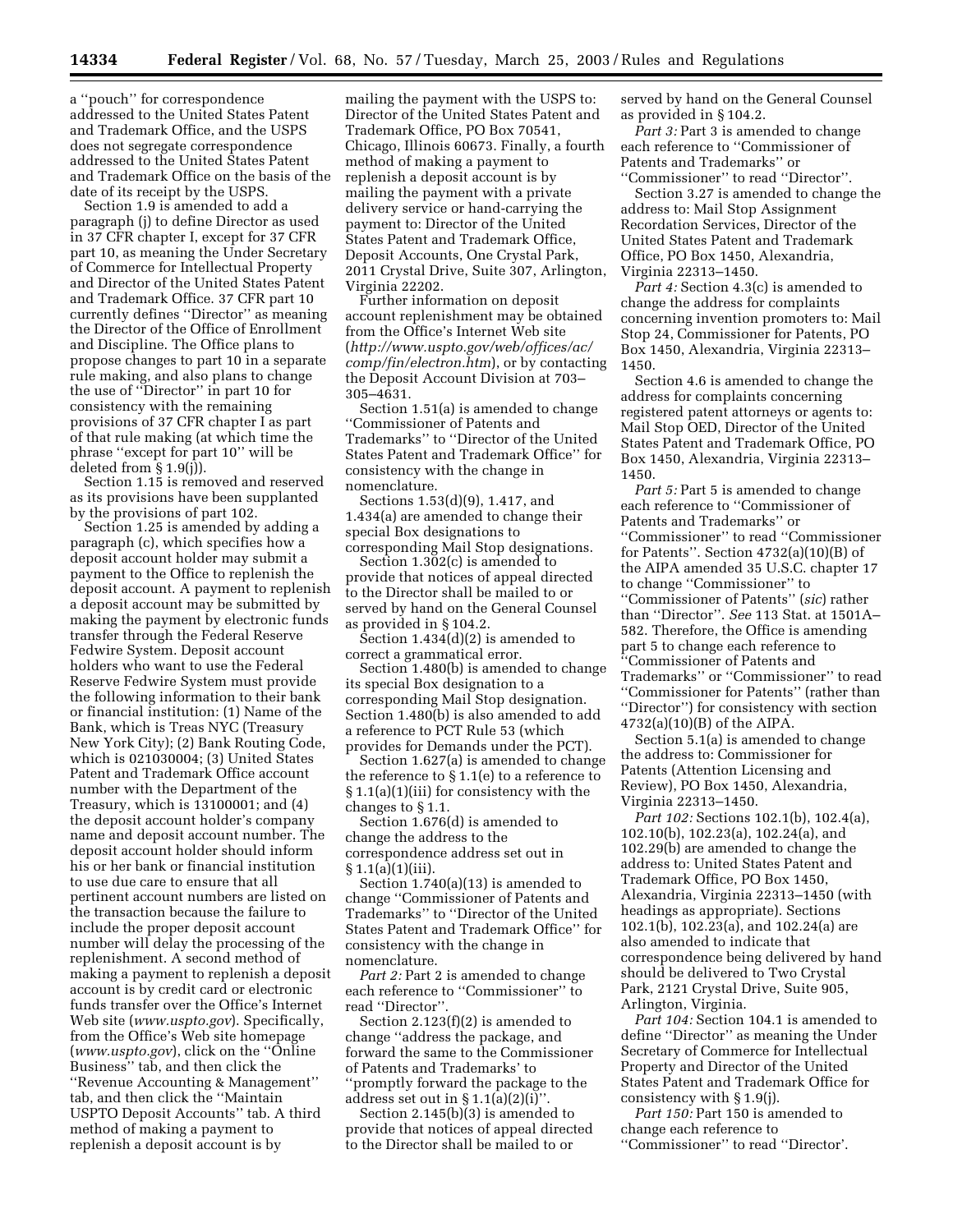a "pouch" for correspondence addressed to the United States Patent and Trademark Office, and the USPS does not segregate correspondence addressed to the United States Patent and Trademark Office on the basis of the date of its receipt by the USPS.

Section 1.9 is amended to add a paragraph (j) to define Director as used in 37 CFR chapter I, except for 37 CFR part 10, as meaning the Under Secretary of Commerce for Intellectual Property and Director of the United States Patent and Trademark Office. 37 CFR part 10 currently defines "Director" as meaning the Director of the Office of Enrollment and Discipline. The Office plans to propose changes to part 10 in a separate rule making, and also plans to change the use of "Director" in part 10 for consistency with the remaining provisions of 37 CFR chapter I as part of that rule making (at which time the phrase "except for part 10" will be deleted from § 1.9(j)).

Section 1.15 is removed and reserved as its provisions have been supplanted by the provisions of part 102.

Section 1.25 is amended by adding a paragraph (c), which specifies how a deposit account holder may submit a payment to the Office to replenish the deposit account. A payment to replenish a deposit account may be submitted by making the payment by electronic funds transfer through the Federal Reserve Fedwire System. Deposit account holders who want to use the Federal Reserve Fedwire System must provide the following information to their bank or financial institution: (1) Name of the Bank, which is Treas NYC (Treasury New York City); (2) Bank Routing Code, which is 021030004; (3) United States Patent and Trademark Office account number with the Department of the Treasury, which is 13100001; and (4) the deposit account holder's company name and deposit account number. The deposit account holder should inform his or her bank or financial institution to use due care to ensure that all pertinent account numbers are listed on the transaction because the failure to include the proper deposit account number will delay the processing of the replenishment. A second method of making a payment to replenish a deposit account is by credit card or electronic funds transfer over the Office's Internet Web site (*www.uspto.gov*). Specifically, from the Office's Web site homepage (*www.uspto.gov*), click on the "Online Business" tab, and then click the "Revenue Accounting & Management" tab, and then click the "Maintain USPTO Deposit Accounts" tab. A third method of making a payment to replenish a deposit account is by mailing the payment with the USPS to: Director of the United States Patent and Trademark Office, PO Box 70541, Chicago, Illinois 60673. Finally, a fourth method of making a payment to replenish a deposit account is by mailing the payment with a private delivery service or hand-carrying the payment to: Director of the United States Patent and Trademark Office, Deposit Accounts, One Crystal Park, 2011 Crystal Drive, Suite 307, Arlington, Virginia 22202.

Further information on deposit account replenishment may be obtained from the Office's Internet Web site (*http://www.uspto.gov/web/offices/ac/comp/fin/electron.htm*), or by contacting the Deposit Account Division at 703–305–4631.

Section 1.51(a) is amended to change "Commissioner of Patents and Trademarks" to "Director of the United States Patent and Trademark Office" for consistency with the change in nomenclature.

Sections 1.53(d)(9), 1.417, and 1.434(a) are amended to change their special Box designations to corresponding Mail Stop designations.

Section 1.302(c) is amended to provide that notices of appeal directed to the Director shall be mailed to or served by hand on the General Counsel as provided in § 104.2.

Section 1.434(d)(2) is amended to correct a grammatical error.

Section 1.480(b) is amended to change its special Box designation to a corresponding Mail Stop designation. Section 1.480(b) is also amended to add a reference to PCT Rule 53 (which provides for Demands under the PCT).

Section 1.627(a) is amended to change the reference to § 1.1(e) to a reference to § 1.1(a)(1)(iii) for consistency with the changes to § 1.1.

Section 1.676(d) is amended to change the address to the correspondence address set out in § 1.1(a)(1)(iii).

Section 1.740(a)(13) is amended to change "Commissioner of Patents and Trademarks" to "Director of the United States Patent and Trademark Office" for consistency with the change in nomenclature.

*Part 2:* Part 2 is amended to change each reference to "Commissioner" to read "Director".

Section 2.123(f)(2) is amended to change "address the package, and forward the same to the Commissioner of Patents and Trademarks" to "promptly forward the package to the address set out in § 1.1(a)(2)(i)".

Section 2.145(b)(3) is amended to provide that notices of appeal directed to the Director shall be mailed to or served by hand on the General Counsel as provided in § 104.2.

*Part 3:* Part 3 is amended to change each reference to "Commissioner of Patents and Trademarks" or "Commissioner" to read "Director".

Section 3.27 is amended to change the address to: Mail Stop Assignment Recordation Services, Director of the United States Patent and Trademark Office, PO Box 1450, Alexandria, Virginia 22313–1450.

*Part 4:* Section 4.3(c) is amended to change the address for complaints concerning invention promoters to: Mail Stop 24, Commissioner for Patents, PO Box 1450, Alexandria, Virginia 22313–1450.

Section 4.6 is amended to change the address for complaints concerning registered patent attorneys or agents to: Mail Stop OED, Director of the United States Patent and Trademark Office, PO Box 1450, Alexandria, Virginia 22313–1450.

*Part 5:* Part 5 is amended to change each reference to "Commissioner of Patents and Trademarks" or "Commissioner" to read "Commissioner for Patents". Section 4732(a)(10)(B) of the AIPA amended 35 U.S.C. chapter 17 to change "Commissioner" to "Commissioner of Patents" (*sic*) rather than "Director". *See* 113 Stat. at 1501A–582. Therefore, the Office is amending part 5 to change each reference to "Commissioner of Patents and Trademarks" or "Commissioner" to read "Commissioner for Patents" (rather than "Director") for consistency with section 4732(a)(10)(B) of the AIPA.

Section 5.1(a) is amended to change the address to: Commissioner for Patents (Attention Licensing and Review), PO Box 1450, Alexandria, Virginia 22313–1450.

*Part 102:* Sections 102.1(b), 102.4(a), 102.10(b), 102.23(a), 102.24(a), and 102.29(b) are amended to change the address to: United States Patent and Trademark Office, PO Box 1450, Alexandria, Virginia 22313–1450 (with headings as appropriate). Sections 102.1(b), 102.23(a), and 102.24(a) are also amended to indicate that correspondence being delivered by hand should be delivered to Two Crystal Park, 2121 Crystal Drive, Suite 905, Arlington, Virginia.

*Part 104:* Section 104.1 is amended to define "Director" as meaning the Under Secretary of Commerce for Intellectual Property and Director of the United States Patent and Trademark Office for consistency with § 1.9(j).

*Part 150:* Part 150 is amended to change each reference to "Commissioner" to read "Director'.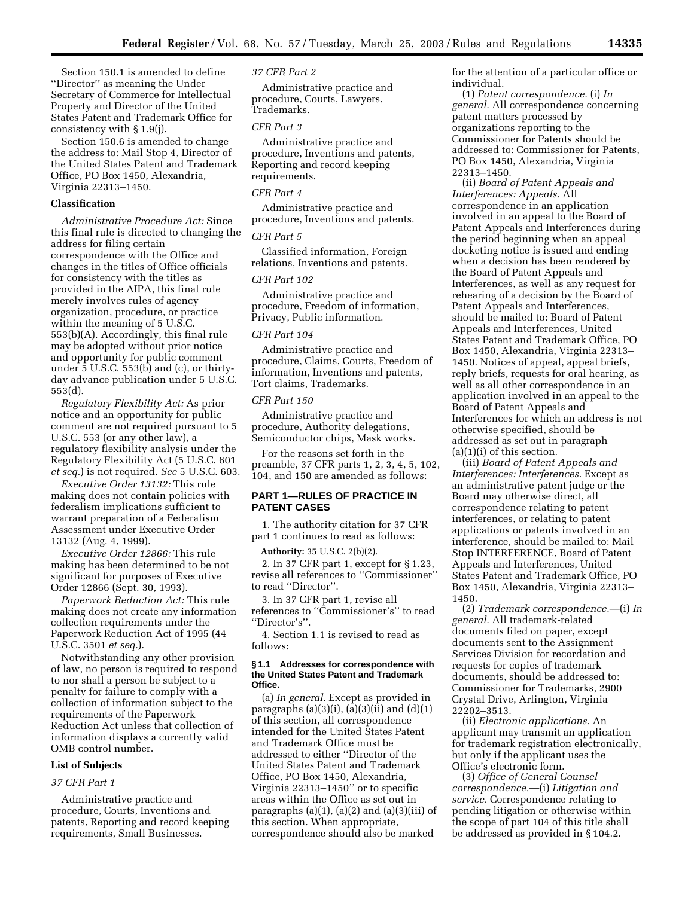Section 150.1 is amended to define ''Director'' as meaning the Under Secretary of Commerce for Intellectual Property and Director of the United States Patent and Trademark Office for consistency with § 1.9(j).

Section 150.6 is amended to change the address to: Mail Stop 4, Director of the United States Patent and Trademark Office, PO Box 1450, Alexandria, Virginia 22313–1450.

### Classification

*Administrative Procedure Act:* Since this final rule is directed to changing the address for filing certain correspondence with the Office and changes in the titles of Office officials for consistency with the titles as provided in the AIPA, this final rule merely involves rules of agency organization, procedure, or practice within the meaning of 5 U.S.C. 553(b)(A). Accordingly, this final rule may be adopted without prior notice and opportunity for public comment under 5 U.S.C. 553(b) and (c), or thirty-day advance publication under 5 U.S.C. 553(d).

*Regulatory Flexibility Act:* As prior notice and an opportunity for public comment are not required pursuant to 5 U.S.C. 553 (or any other law), a regulatory flexibility analysis under the Regulatory Flexibility Act (5 U.S.C. 601 *et seq.*) is not required. *See* 5 U.S.C. 603.

*Executive Order 13132:* This rule making does not contain policies with federalism implications sufficient to warrant preparation of a Federalism Assessment under Executive Order 13132 (Aug. 4, 1999).

*Executive Order 12866:* This rule making has been determined to be not significant for purposes of Executive Order 12866 (Sept. 30, 1993).

*Paperwork Reduction Act:* This rule making does not create any information collection requirements under the Paperwork Reduction Act of 1995 (44 U.S.C. 3501 *et seq.*).

Notwithstanding any other provision of law, no person is required to respond to nor shall a person be subject to a penalty for failure to comply with a collection of information subject to the requirements of the Paperwork Reduction Act unless that collection of information displays a currently valid OMB control number.

### List of Subjects

*37 CFR Part 1*

Administrative practice and procedure, Courts, Inventions and patents, Reporting and record keeping requirements, Small Businesses.

*37 CFR Part 2*

Administrative practice and procedure, Courts, Lawyers, Trademarks.

*CFR Part 3*

Administrative practice and procedure, Inventions and patents, Reporting and record keeping requirements.

*CFR Part 4*

Administrative practice and procedure, Inventions and patents.

*CFR Part 5*

Classified information, Foreign relations, Inventions and patents.

*CFR Part 102*

Administrative practice and procedure, Freedom of information, Privacy, Public information.

*CFR Part 104*

Administrative practice and procedure, Claims, Courts, Freedom of information, Inventions and patents, Tort claims, Trademarks.

*CFR Part 150*

Administrative practice and procedure, Authority delegations, Semiconductor chips, Mask works.

For the reasons set forth in the preamble, 37 CFR parts 1, 2, 3, 4, 5, 102, 104, and 150 are amended as follows:

## PART 1—RULES OF PRACTICE IN PATENT CASES

1. The authority citation for 37 CFR part 1 continues to read as follows:

**Authority:** 35 U.S.C. 2(b)(2).

2. In 37 CFR part 1, except for § 1.23, revise all references to ''Commissioner'' to read ''Director''.

3. In 37 CFR part 1, revise all references to ''Commissioner's'' to read ''Director's''.

4. Section 1.1 is revised to read as follows:

**§ 1.1 Addresses for correspondence with the United States Patent and Trademark Office.**

(a) *In general.* Except as provided in paragraphs (a)(3)(i), (a)(3)(ii) and (d)(1) of this section, all correspondence intended for the United States Patent and Trademark Office must be addressed to either ''Director of the United States Patent and Trademark Office, PO Box 1450, Alexandria, Virginia 22313–1450'' or to specific areas within the Office as set out in paragraphs (a)(1), (a)(2) and (a)(3)(iii) of this section. When appropriate, correspondence should also be marked for the attention of a particular office or individual.

(1) *Patent correspondence.* (i) *In general.* All correspondence concerning patent matters processed by organizations reporting to the Commissioner for Patents should be addressed to: Commissioner for Patents, PO Box 1450, Alexandria, Virginia 22313–1450.

(ii) *Board of Patent Appeals and Interferences: Appeals.* All correspondence in an application involved in an appeal to the Board of Patent Appeals and Interferences during the period beginning when an appeal docketing notice is issued and ending when a decision has been rendered by the Board of Patent Appeals and Interferences, as well as any request for rehearing of a decision by the Board of Patent Appeals and Interferences, should be mailed to: Board of Patent Appeals and Interferences, United States Patent and Trademark Office, PO Box 1450, Alexandria, Virginia 22313–1450. Notices of appeal, appeal briefs, reply briefs, requests for oral hearing, as well as all other correspondence in an application involved in an appeal to the Board of Patent Appeals and Interferences for which an address is not otherwise specified, should be addressed as set out in paragraph (a)(1)(i) of this section.

(iii) *Board of Patent Appeals and Interferences: Interferences.* Except as an administrative patent judge or the Board may otherwise direct, all correspondence relating to patent interferences, or relating to patent applications or patents involved in an interference, should be mailed to: Mail Stop INTERFERENCE, Board of Patent Appeals and Interferences, United States Patent and Trademark Office, PO Box 1450, Alexandria, Virginia 22313–1450.

(2) *Trademark correspondence.*—(i) *In general.* All trademark-related documents filed on paper, except documents sent to the Assignment Services Division for recordation and requests for copies of trademark documents, should be addressed to: Commissioner for Trademarks, 2900 Crystal Drive, Arlington, Virginia 22202–3513.

(ii) *Electronic applications.* An applicant may transmit an application for trademark registration electronically, but only if the applicant uses the Office's electronic form.

(3) *Office of General Counsel correspondence.*—(i) *Litigation and service.* Correspondence relating to pending litigation or otherwise within the scope of part 104 of this title shall be addressed as provided in § 104.2.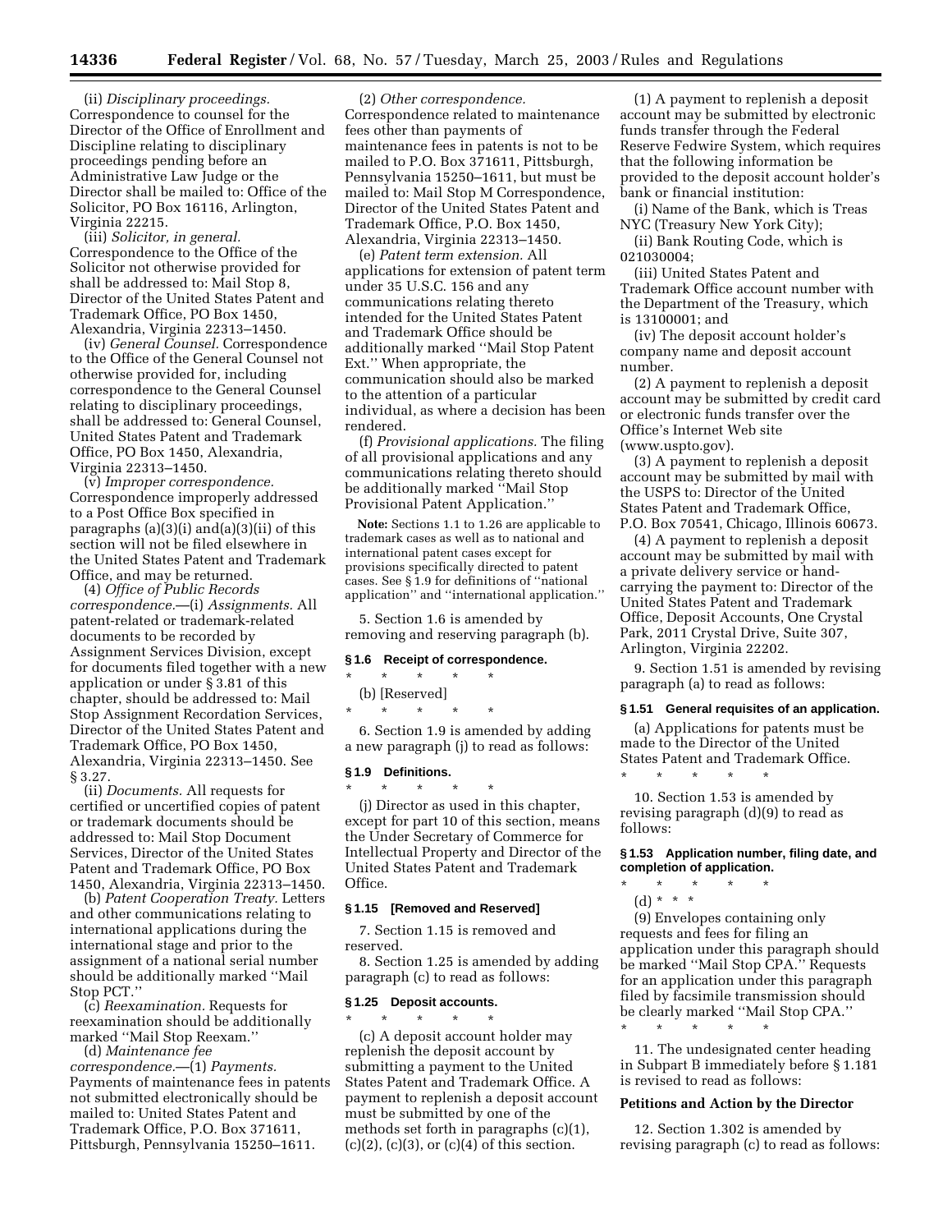(ii) *Disciplinary proceedings.* Correspondence to counsel for the Director of the Office of Enrollment and Discipline relating to disciplinary proceedings pending before an Administrative Law Judge or the Director shall be mailed to: Office of the Solicitor, PO Box 16116, Arlington, Virginia 22215.

(iii) *Solicitor, in general.* Correspondence to the Office of the Solicitor not otherwise provided for shall be addressed to: Mail Stop 8, Director of the United States Patent and Trademark Office, PO Box 1450, Alexandria, Virginia 22313–1450.

(iv) *General Counsel.* Correspondence to the Office of the General Counsel not otherwise provided for, including correspondence to the General Counsel relating to disciplinary proceedings, shall be addressed to: General Counsel, United States Patent and Trademark Office, PO Box 1450, Alexandria, Virginia 22313–1450.

(v) *Improper correspondence.* Correspondence improperly addressed to a Post Office Box specified in paragraphs (a)(3)(i) and(a)(3)(ii) of this section will not be filed elsewhere in the United States Patent and Trademark Office, and may be returned.

(4) *Office of Public Records correspondence.*—(i) *Assignments.* All patent-related or trademark-related documents to be recorded by Assignment Services Division, except for documents filed together with a new application or under § 3.81 of this chapter, should be addressed to: Mail Stop Assignment Recordation Services, Director of the United States Patent and Trademark Office, PO Box 1450, Alexandria, Virginia 22313–1450. See § 3.27.

(ii) *Documents.* All requests for certified or uncertified copies of patent or trademark documents should be addressed to: Mail Stop Document Services, Director of the United States Patent and Trademark Office, PO Box 1450, Alexandria, Virginia 22313–1450.

(b) *Patent Cooperation Treaty.* Letters and other communications relating to international applications during the international stage and prior to the assignment of a national serial number should be additionally marked ''Mail Stop PCT.''

(c) *Reexamination.* Requests for reexamination should be additionally marked ''Mail Stop Reexam.''

(d) *Maintenance fee correspondence.*—(1) *Payments.* Payments of maintenance fees in patents not submitted electronically should be mailed to: United States Patent and Trademark Office, P.O. Box 371611, Pittsburgh, Pennsylvania 15250–1611.

(2) *Other correspondence.* Correspondence related to maintenance fees other than payments of maintenance fees in patents is not to be mailed to P.O. Box 371611, Pittsburgh, Pennsylvania 15250–1611, but must be mailed to: Mail Stop M Correspondence, Director of the United States Patent and Trademark Office, P.O. Box 1450, Alexandria, Virginia 22313–1450.

(e) *Patent term extension.* All applications for extension of patent term under 35 U.S.C. 156 and any communications relating thereto intended for the United States Patent and Trademark Office should be additionally marked ''Mail Stop Patent Ext.'' When appropriate, the communication should also be marked to the attention of a particular individual, as where a decision has been rendered.

(f) *Provisional applications.* The filing of all provisional applications and any communications relating thereto should be additionally marked ''Mail Stop Provisional Patent Application.''

**Note:** Sections 1.1 to 1.26 are applicable to trademark cases as well as to national and international patent cases except for provisions specifically directed to patent cases. See § 1.9 for definitions of ''national application'' and ''international application.''

5. Section 1.6 is amended by removing and reserving paragraph (b).

### § 1.6 Receipt of correspondence.

\* \* \* \* \*

(b) [Reserved]

\* \* \* \* \*

6. Section 1.9 is amended by adding a new paragraph (j) to read as follows:

### § 1.9 Definitions.

\* \* \* \* \*

(j) Director as used in this chapter, except for part 10 of this section, means the Under Secretary of Commerce for Intellectual Property and Director of the United States Patent and Trademark Office.

### § 1.15 [Removed and Reserved]

7. Section 1.15 is removed and reserved.

8. Section 1.25 is amended by adding paragraph (c) to read as follows:

### § 1.25 Deposit accounts.

\* \* \* \* \*

(c) A deposit account holder may replenish the deposit account by submitting a payment to the United States Patent and Trademark Office. A payment to replenish a deposit account must be submitted by one of the methods set forth in paragraphs (c)(1), (c)(2), (c)(3), or (c)(4) of this section.

(1) A payment to replenish a deposit account may be submitted by electronic funds transfer through the Federal Reserve Fedwire System, which requires that the following information be provided to the deposit account holder's bank or financial institution:

(i) Name of the Bank, which is Treas NYC (Treasury New York City);

(ii) Bank Routing Code, which is 021030004;

(iii) United States Patent and Trademark Office account number with the Department of the Treasury, which is 13100001; and

(iv) The deposit account holder's company name and deposit account number.

(2) A payment to replenish a deposit account may be submitted by credit card or electronic funds transfer over the Office's Internet Web site (www.uspto.gov).

(3) A payment to replenish a deposit account may be submitted by mail with the USPS to: Director of the United States Patent and Trademark Office, P.O. Box 70541, Chicago, Illinois 60673.

(4) A payment to replenish a deposit account may be submitted by mail with a private delivery service or hand-carrying the payment to: Director of the United States Patent and Trademark Office, Deposit Accounts, One Crystal Park, 2011 Crystal Drive, Suite 307, Arlington, Virginia 22202.

9. Section 1.51 is amended by revising paragraph (a) to read as follows:

### § 1.51 General requisites of an application.

(a) Applications for patents must be made to the Director of the United States Patent and Trademark Office.

\* \* \* \* \*

10. Section 1.53 is amended by revising paragraph (d)(9) to read as follows:

### § 1.53 Application number, filing date, and completion of application.

\* \* \* \* \*

(d) \* \* \*

(9) Envelopes containing only requests and fees for filing an application under this paragraph should be marked ''Mail Stop CPA.'' Requests for an application under this paragraph filed by facsimile transmission should be clearly marked ''Mail Stop CPA.''

\* \* \* \* \*

11. The undesignated center heading in Subpart B immediately before § 1.181 is revised to read as follows:

**Petitions and Action by the Director**

12. Section 1.302 is amended by revising paragraph (c) to read as follows: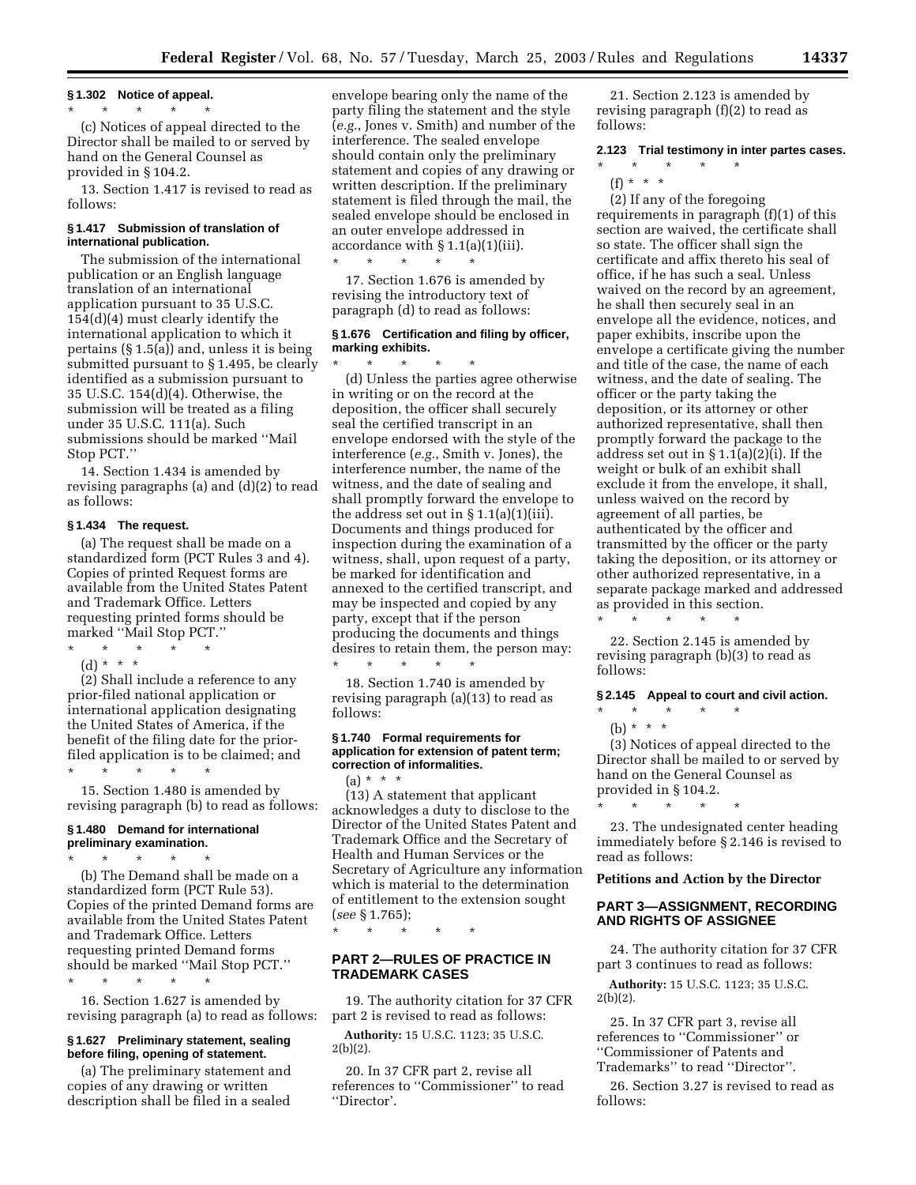### § 1.302 Notice of appeal.

\* \* \* \* \*

(c) Notices of appeal directed to the Director shall be mailed to or served by hand on the General Counsel as provided in § 104.2.

13. Section 1.417 is revised to read as follows:

### § 1.417 Submission of translation of international publication.

The submission of the international publication or an English language translation of an international application pursuant to 35 U.S.C. 154(d)(4) must clearly identify the international application to which it pertains (§ 1.5(a)) and, unless it is being submitted pursuant to § 1.495, be clearly identified as a submission pursuant to 35 U.S.C. 154(d)(4). Otherwise, the submission will be treated as a filing under 35 U.S.C. 111(a). Such submissions should be marked ''Mail Stop PCT.''

14. Section 1.434 is amended by revising paragraphs (a) and (d)(2) to read as follows:

### § 1.434 The request.

(a) The request shall be made on a standardized form (PCT Rules 3 and 4). Copies of printed Request forms are available from the United States Patent and Trademark Office. Letters requesting printed forms should be marked ''Mail Stop PCT.''

\* \* \* \* \*

(d) \* \* \*

(2) Shall include a reference to any prior-filed national application or international application designating the United States of America, if the benefit of the filing date for the prior-filed application is to be claimed; and

\* \* \* \* \*

15. Section 1.480 is amended by revising paragraph (b) to read as follows:

### § 1.480 Demand for international preliminary examination.

\* \* \* \* \*

(b) The Demand shall be made on a standardized form (PCT Rule 53). Copies of the printed Demand forms are available from the United States Patent and Trademark Office. Letters requesting printed Demand forms should be marked ''Mail Stop PCT.''

\* \* \* \* \*

16. Section 1.627 is amended by revising paragraph (a) to read as follows:

### § 1.627 Preliminary statement, sealing before filing, opening of statement.

(a) The preliminary statement and copies of any drawing or written description shall be filed in a sealed envelope bearing only the name of the party filing the statement and the style (*e.g.*, Jones v. Smith) and number of the interference. The sealed envelope should contain only the preliminary statement and copies of any drawing or written description. If the preliminary statement is filed through the mail, the sealed envelope should be enclosed in an outer envelope addressed in accordance with § 1.1(a)(1)(iii).

\* \* \* \* \*

17. Section 1.676 is amended by revising the introductory text of paragraph (d) to read as follows:

### § 1.676 Certification and filing by officer, marking exhibits.

\* \* \* \* \*

(d) Unless the parties agree otherwise in writing or on the record at the deposition, the officer shall securely seal the certified transcript in an envelope endorsed with the style of the interference (*e.g.*, Smith v. Jones), the interference number, the name of the witness, and the date of sealing and shall promptly forward the envelope to the address set out in § 1.1(a)(1)(iii). Documents and things produced for inspection during the examination of a witness, shall, upon request of a party, be marked for identification and annexed to the certified transcript, and may be inspected and copied by any party, except that if the person producing the documents and things desires to retain them, the person may:

\* \* \* \* \*

18. Section 1.740 is amended by revising paragraph (a)(13) to read as follows:

### § 1.740 Formal requirements for application for extension of patent term; correction of informalities.

(a) \* \* \*

(13) A statement that applicant acknowledges a duty to disclose to the Director of the United States Patent and Trademark Office and the Secretary of Health and Human Services or the Secretary of Agriculture any information which is material to the determination of entitlement to the extension sought (*see* § 1.765);

\* \* \* \* \*

## PART 2—RULES OF PRACTICE IN TRADEMARK CASES

19. The authority citation for 37 CFR part 2 is revised to read as follows:

**Authority:** 15 U.S.C. 1123; 35 U.S.C. 2(b)(2).

20. In 37 CFR part 2, revise all references to ''Commissioner'' to read ''Director'.

21. Section 2.123 is amended by revising paragraph (f)(2) to read as follows:

### 2.123 Trial testimony in inter partes cases.

\* \* \* \* \*

(f) \* \* \*

(2) If any of the foregoing requirements in paragraph (f)(1) of this section are waived, the certificate shall so state. The officer shall sign the certificate and affix thereto his seal of office, if he has such a seal. Unless waived on the record by an agreement, he shall then securely seal in an envelope all the evidence, notices, and paper exhibits, inscribe upon the envelope a certificate giving the number and title of the case, the name of each witness, and the date of sealing. The officer or the party taking the deposition, or its attorney or other authorized representative, shall then promptly forward the package to the address set out in § 1.1(a)(2)(i). If the weight or bulk of an exhibit shall exclude it from the envelope, it shall, unless waived on the record by agreement of all parties, be authenticated by the officer and transmitted by the officer or the party taking the deposition, or its attorney or other authorized representative, in a separate package marked and addressed as provided in this section.

\* \* \* \* \*

22. Section 2.145 is amended by revising paragraph (b)(3) to read as follows:

### § 2.145 Appeal to court and civil action.

\* \* \* \* \*

(b) \* \* \*

(3) Notices of appeal directed to the Director shall be mailed to or served by hand on the General Counsel as provided in § 104.2.

\* \* \* \* \*

23. The undesignated center heading immediately before § 2.146 is revised to read as follows:

**Petitions and Action by the Director**

## PART 3—ASSIGNMENT, RECORDING AND RIGHTS OF ASSIGNEE

24. The authority citation for 37 CFR part 3 continues to read as follows:

**Authority:** 15 U.S.C. 1123; 35 U.S.C. 2(b)(2).

25. In 37 CFR part 3, revise all references to ''Commissioner'' or ''Commissioner of Patents and Trademarks'' to read ''Director''.

26. Section 3.27 is revised to read as follows: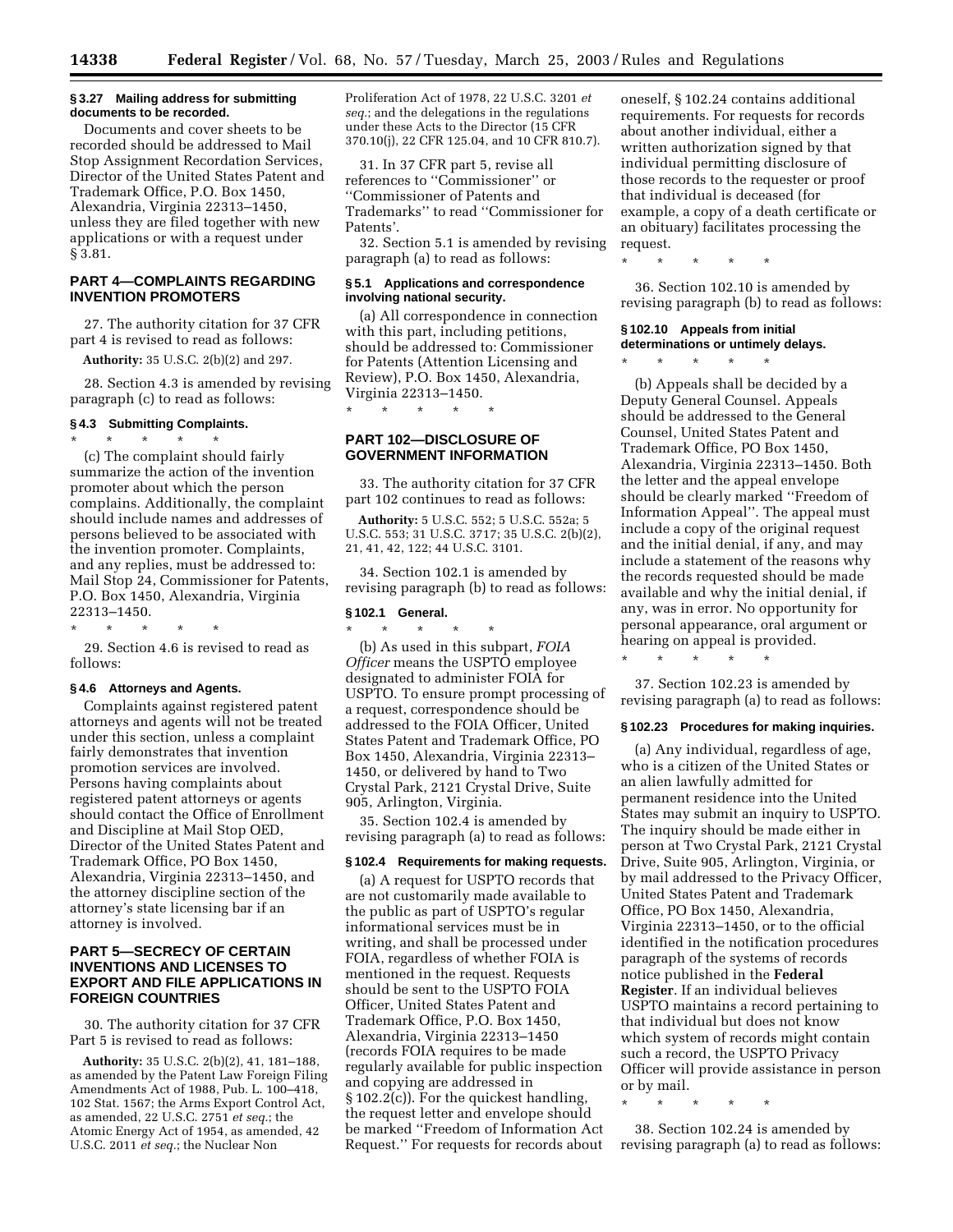#### § 3.27 Mailing address for submitting documents to be recorded.

Documents and cover sheets to be recorded should be addressed to Mail Stop Assignment Recordation Services, Director of the United States Patent and Trademark Office, P.O. Box 1450, Alexandria, Virginia 22313–1450, unless they are filed together with new applications or with a request under § 3.81.

### PART 4—COMPLAINTS REGARDING INVENTION PROMOTERS

27. The authority citation for 37 CFR part 4 is revised to read as follows:

**Authority:** 35 U.S.C. 2(b)(2) and 297.

28. Section 4.3 is amended by revising paragraph (c) to read as follows:

#### § 4.3 Submitting Complaints.

\* \* \* \* \*

(c) The complaint should fairly summarize the action of the invention promoter about which the person complains. Additionally, the complaint should include names and addresses of persons believed to be associated with the invention promoter. Complaints, and any replies, must be addressed to: Mail Stop 24, Commissioner for Patents, P.O. Box 1450, Alexandria, Virginia 22313–1450.

\* \* \* \* \*

29. Section 4.6 is revised to read as follows:

#### § 4.6 Attorneys and Agents.

Complaints against registered patent attorneys and agents will not be treated under this section, unless a complaint fairly demonstrates that invention promotion services are involved. Persons having complaints about registered patent attorneys or agents should contact the Office of Enrollment and Discipline at Mail Stop OED, Director of the United States Patent and Trademark Office, PO Box 1450, Alexandria, Virginia 22313–1450, and the attorney discipline section of the attorney's state licensing bar if an attorney is involved.

### PART 5—SECRECY OF CERTAIN INVENTIONS AND LICENSES TO EXPORT AND FILE APPLICATIONS IN FOREIGN COUNTRIES

30. The authority citation for 37 CFR Part 5 is revised to read as follows:

**Authority:** 35 U.S.C. 2(b)(2), 41, 181–188, as amended by the Patent Law Foreign Filing Amendments Act of 1988, Pub. L. 100–418, 102 Stat. 1567; the Arms Export Control Act, as amended, 22 U.S.C. 2751 *et seq.*; the Atomic Energy Act of 1954, as amended, 42 U.S.C. 2011 *et seq.*; the Nuclear Non Proliferation Act of 1978, 22 U.S.C. 3201 *et seq.*; and the delegations in the regulations under these Acts to the Director (15 CFR 370.10(j), 22 CFR 125.04, and 10 CFR 810.7).

31. In 37 CFR part 5, revise all references to "Commissioner" or "Commissioner of Patents and Trademarks" to read "Commissioner for Patents'.

32. Section 5.1 is amended by revising paragraph (a) to read as follows:

#### § 5.1 Applications and correspondence involving national security.

(a) All correspondence in connection with this part, including petitions, should be addressed to: Commissioner for Patents (Attention Licensing and Review), P.O. Box 1450, Alexandria, Virginia 22313–1450.

\* \* \* \* \*

### PART 102—DISCLOSURE OF GOVERNMENT INFORMATION

33. The authority citation for 37 CFR part 102 continues to read as follows:

**Authority:** 5 U.S.C. 552; 5 U.S.C. 552a; 5 U.S.C. 553; 31 U.S.C. 3717; 35 U.S.C. 2(b)(2), 21, 41, 42, 122; 44 U.S.C. 3101.

34. Section 102.1 is amended by revising paragraph (b) to read as follows:

#### § 102.1 General.

\* \* \* \* \*

(b) As used in this subpart, *FOIA Officer* means the USPTO employee designated to administer FOIA for USPTO. To ensure prompt processing of a request, correspondence should be addressed to the FOIA Officer, United States Patent and Trademark Office, PO Box 1450, Alexandria, Virginia 22313–1450, or delivered by hand to Two Crystal Park, 2121 Crystal Drive, Suite 905, Arlington, Virginia.

35. Section 102.4 is amended by revising paragraph (a) to read as follows:

#### § 102.4 Requirements for making requests.

(a) A request for USPTO records that are not customarily made available to the public as part of USPTO's regular informational services must be in writing, and shall be processed under FOIA, regardless of whether FOIA is mentioned in the request. Requests should be sent to the USPTO FOIA Officer, United States Patent and Trademark Office, P.O. Box 1450, Alexandria, Virginia 22313–1450 (records FOIA requires to be made regularly available for public inspection and copying are addressed in § 102.2(c)). For the quickest handling, the request letter and envelope should be marked "Freedom of Information Act Request." For requests for records about oneself, § 102.24 contains additional requirements. For requests for records about another individual, either a written authorization signed by that individual permitting disclosure of those records to the requester or proof that individual is deceased (for example, a copy of a death certificate or an obituary) facilitates processing the request.

\* \* \* \* \*

36. Section 102.10 is amended by revising paragraph (b) to read as follows:

#### § 102.10 Appeals from initial determinations or untimely delays.

\* \* \* \* \*

(b) Appeals shall be decided by a Deputy General Counsel. Appeals should be addressed to the General Counsel, United States Patent and Trademark Office, PO Box 1450, Alexandria, Virginia 22313–1450. Both the letter and the appeal envelope should be clearly marked "Freedom of Information Appeal". The appeal must include a copy of the original request and the initial denial, if any, and may include a statement of the reasons why the records requested should be made available and why the initial denial, if any, was in error. No opportunity for personal appearance, oral argument or hearing on appeal is provided.

\* \* \* \* \*

37. Section 102.23 is amended by revising paragraph (a) to read as follows:

#### § 102.23 Procedures for making inquiries.

(a) Any individual, regardless of age, who is a citizen of the United States or an alien lawfully admitted for permanent residence into the United States may submit an inquiry to USPTO. The inquiry should be made either in person at Two Crystal Park, 2121 Crystal Drive, Suite 905, Arlington, Virginia, or by mail addressed to the Privacy Officer, United States Patent and Trademark Office, PO Box 1450, Alexandria, Virginia 22313–1450, or to the official identified in the notification procedures paragraph of the systems of records notice published in the **Federal Register**. If an individual believes USPTO maintains a record pertaining to that individual but does not know which system of records might contain such a record, the USPTO Privacy Officer will provide assistance in person or by mail.

\* \* \* \* \*

38. Section 102.24 is amended by revising paragraph (a) to read as follows: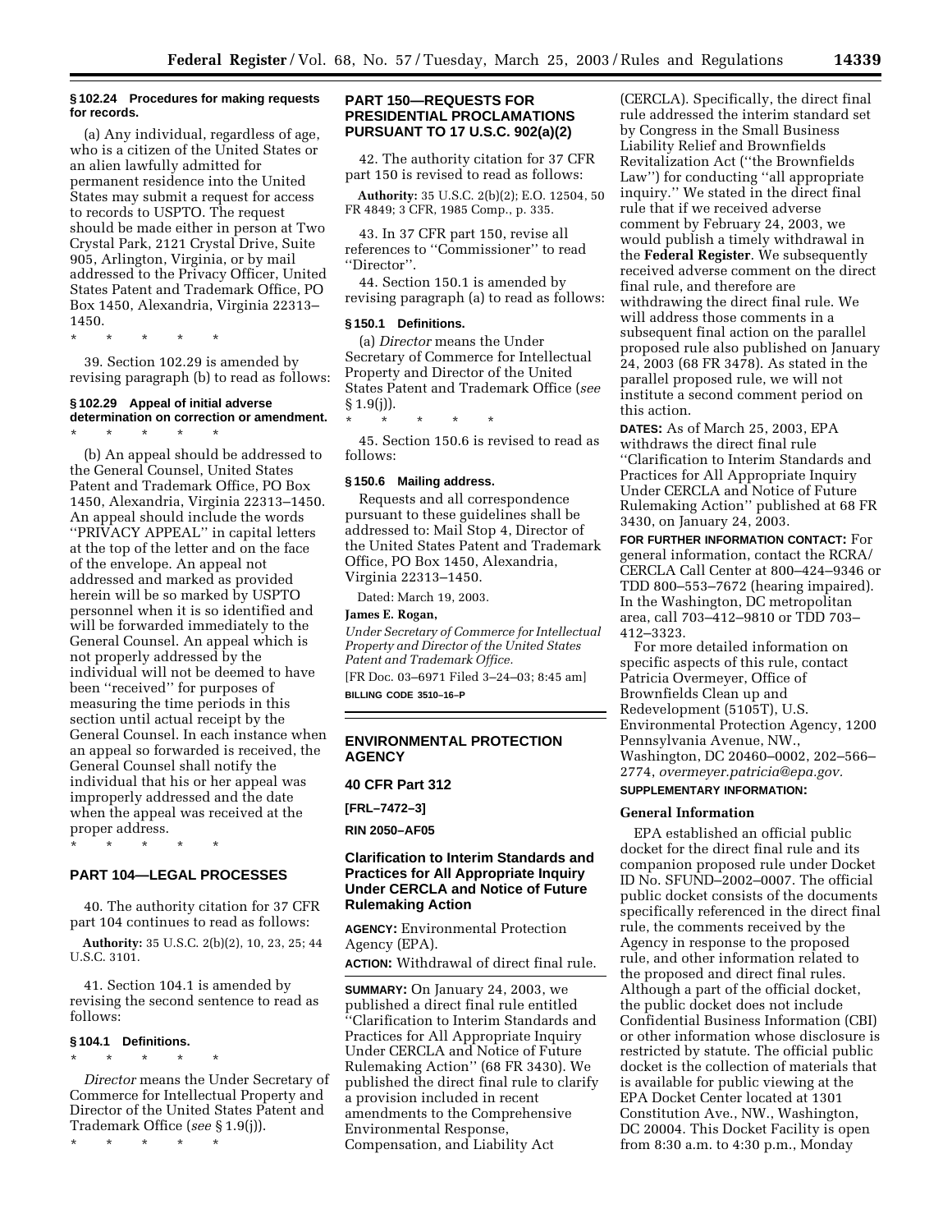### § 102.24 Procedures for making requests for records.

(a) Any individual, regardless of age, who is a citizen of the United States or an alien lawfully admitted for permanent residence into the United States may submit a request for access to records to USPTO. The request should be made either in person at Two Crystal Park, 2121 Crystal Drive, Suite 905, Arlington, Virginia, or by mail addressed to the Privacy Officer, United States Patent and Trademark Office, PO Box 1450, Alexandria, Virginia 22313–1450.

\* \* \* \* \*

39. Section 102.29 is amended by revising paragraph (b) to read as follows:

### § 102.29 Appeal of initial adverse determination on correction or amendment.

\* \* \* \* \*

(b) An appeal should be addressed to the General Counsel, United States Patent and Trademark Office, PO Box 1450, Alexandria, Virginia 22313–1450. An appeal should include the words ''PRIVACY APPEAL'' in capital letters at the top of the letter and on the face of the envelope. An appeal not addressed and marked as provided herein will be so marked by USPTO personnel when it is so identified and will be forwarded immediately to the General Counsel. An appeal which is not properly addressed by the individual will not be deemed to have been ''received'' for purposes of measuring the time periods in this section until actual receipt by the General Counsel. In each instance when an appeal so forwarded is received, the General Counsel shall notify the individual that his or her appeal was improperly addressed and the date when the appeal was received at the proper address.

\* \* \* \* \*

## PART 104—LEGAL PROCESSES

40. The authority citation for 37 CFR part 104 continues to read as follows:

**Authority:** 35 U.S.C. 2(b)(2), 10, 23, 25; 44 U.S.C. 3101.

41. Section 104.1 is amended by revising the second sentence to read as follows:

### § 104.1 Definitions.

\* \* \* \* \*

*Director* means the Under Secretary of Commerce for Intellectual Property and Director of the United States Patent and Trademark Office (*see* § 1.9(j)).

\* \* \* \* \*

## PART 150—REQUESTS FOR PRESIDENTIAL PROCLAMATIONS PURSUANT TO 17 U.S.C. 902(a)(2)

42. The authority citation for 37 CFR part 150 is revised to read as follows:

**Authority:** 35 U.S.C. 2(b)(2); E.O. 12504, 50 FR 4849; 3 CFR, 1985 Comp., p. 335.

43. In 37 CFR part 150, revise all references to ''Commissioner'' to read ''Director''.

44. Section 150.1 is amended by revising paragraph (a) to read as follows:

### § 150.1 Definitions.

(a) *Director* means the Under Secretary of Commerce for Intellectual Property and Director of the United States Patent and Trademark Office (*see* § 1.9(j)).

\* \* \* \* \*

45. Section 150.6 is revised to read as follows:

### § 150.6 Mailing address.

Requests and all correspondence pursuant to these guidelines shall be addressed to: Mail Stop 4, Director of the United States Patent and Trademark Office, PO Box 1450, Alexandria, Virginia 22313–1450.

Dated: March 19, 2003.

**James E. Rogan,**

*Under Secretary of Commerce for Intellectual Property and Director of the United States Patent and Trademark Office.*

[FR Doc. 03–6971 Filed 3–24–03; 8:45 am]

**BILLING CODE 3510–16–P**

## ENVIRONMENTAL PROTECTION AGENCY

### 40 CFR Part 312

**[FRL–7472–3]**

**RIN 2050–AF05**

### Clarification to Interim Standards and Practices for All Appropriate Inquiry Under CERCLA and Notice of Future Rulemaking Action

**AGENCY:** Environmental Protection Agency (EPA).

**ACTION:** Withdrawal of direct final rule.

**SUMMARY:** On January 24, 2003, we published a direct final rule entitled ''Clarification to Interim Standards and Practices for All Appropriate Inquiry Under CERCLA and Notice of Future Rulemaking Action'' (68 FR 3430). We published the direct final rule to clarify a provision included in recent amendments to the Comprehensive Environmental Response, Compensation, and Liability Act (CERCLA). Specifically, the direct final rule addressed the interim standard set by Congress in the Small Business Liability Relief and Brownfields Revitalization Act (''the Brownfields Law'') for conducting ''all appropriate inquiry.'' We stated in the direct final rule that if we received adverse comment by February 24, 2003, we would publish a timely withdrawal in the **Federal Register**. We subsequently received adverse comment on the direct final rule, and therefore are withdrawing the direct final rule. We will address those comments in a subsequent final action on the parallel proposed rule also published on January 24, 2003 (68 FR 3478). As stated in the parallel proposed rule, we will not institute a second comment period on this action.

**DATES:** As of March 25, 2003, EPA withdraws the direct final rule ''Clarification to Interim Standards and Practices for All Appropriate Inquiry Under CERCLA and Notice of Future Rulemaking Action'' published at 68 FR 3430, on January 24, 2003.

**FOR FURTHER INFORMATION CONTACT:** For general information, contact the RCRA/CERCLA Call Center at 800–424–9346 or TDD 800–553–7672 (hearing impaired). In the Washington, DC metropolitan area, call 703–412–9810 or TDD 703–412–3323.

For more detailed information on specific aspects of this rule, contact Patricia Overmeyer, Office of Brownfields Clean up and Redevelopment (5105T), U.S. Environmental Protection Agency, 1200 Pennsylvania Avenue, NW., Washington, DC 20460–0002, 202–566–2774, *overmeyer.patricia@epa.gov.*

**SUPPLEMENTARY INFORMATION:**

**General Information**

EPA established an official public docket for the direct final rule and its companion proposed rule under Docket ID No. SFUND–2002–0007. The official public docket consists of the documents specifically referenced in the direct final rule, the comments received by the Agency in response to the proposed rule, and other information related to the proposed and direct final rules. Although a part of the official docket, the public docket does not include Confidential Business Information (CBI) or other information whose disclosure is restricted by statute. The official public docket is the collection of materials that is available for public viewing at the EPA Docket Center located at 1301 Constitution Ave., NW., Washington, DC 20004. This Docket Facility is open from 8:30 a.m. to 4:30 p.m., Monday